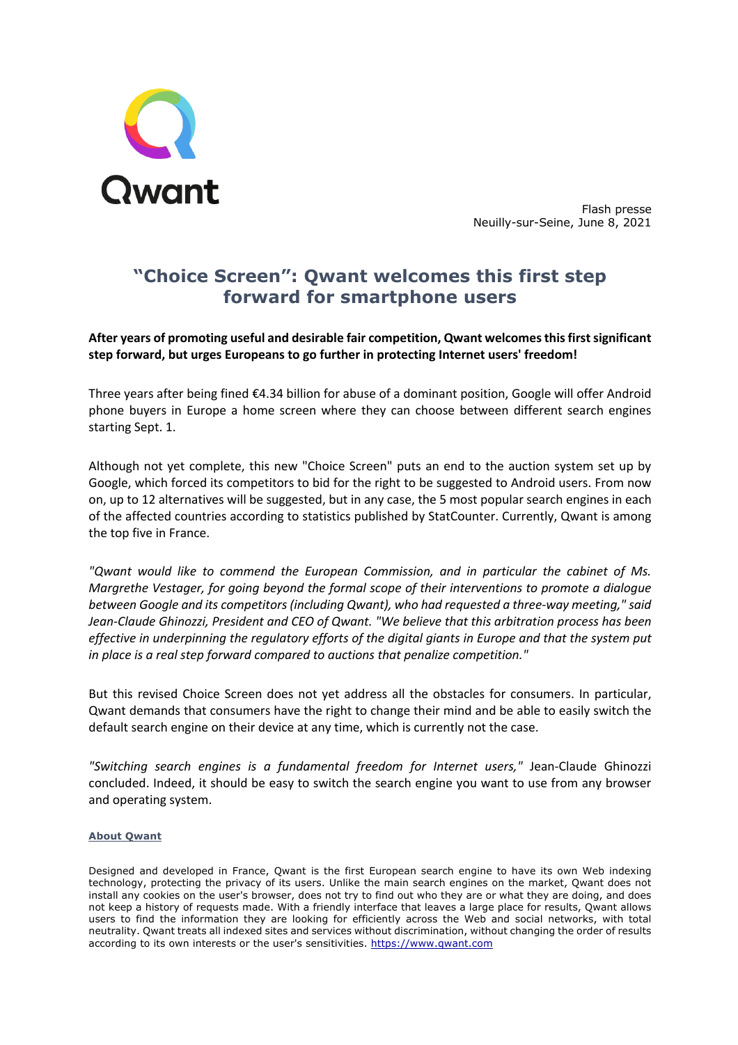Qwant

Flash presse
Neuilly-sur-Seine, June 8, 2021

# "Choice Screen": Qwant welcomes this first step forward for smartphone users

**After years of promoting useful and desirable fair competition, Qwant welcomes this first significant step forward, but urges Europeans to go further in protecting Internet users' freedom!**

Three years after being fined €4.34 billion for abuse of a dominant position, Google will offer Android phone buyers in Europe a home screen where they can choose between different search engines starting Sept. 1.

Although not yet complete, this new "Choice Screen" puts an end to the auction system set up by Google, which forced its competitors to bid for the right to be suggested to Android users. From now on, up to 12 alternatives will be suggested, but in any case, the 5 most popular search engines in each of the affected countries according to statistics published by StatCounter. Currently, Qwant is among the top five in France.

*"Qwant would like to commend the European Commission, and in particular the cabinet of Ms. Margrethe Vestager, for going beyond the formal scope of their interventions to promote a dialogue between Google and its competitors (including Qwant), who had requested a three-way meeting," said Jean-Claude Ghinozzi, President and CEO of Qwant. "We believe that this arbitration process has been effective in underpinning the regulatory efforts of the digital giants in Europe and that the system put in place is a real step forward compared to auctions that penalize competition."*

But this revised Choice Screen does not yet address all the obstacles for consumers. In particular, Qwant demands that consumers have the right to change their mind and be able to easily switch the default search engine on their device at any time, which is currently not the case.

*"Switching search engines is a fundamental freedom for Internet users,"* Jean-Claude Ghinozzi concluded. Indeed, it should be easy to switch the search engine you want to use from any browser and operating system.

**About Qwant**

Designed and developed in France, Qwant is the first European search engine to have its own Web indexing technology, protecting the privacy of its users. Unlike the main search engines on the market, Qwant does not install any cookies on the user's browser, does not try to find out who they are or what they are doing, and does not keep a history of requests made. With a friendly interface that leaves a large place for results, Qwant allows users to find the information they are looking for efficiently across the Web and social networks, with total neutrality. Qwant treats all indexed sites and services without discrimination, without changing the order of results according to its own interests or the user's sensitivities. https://www.qwant.com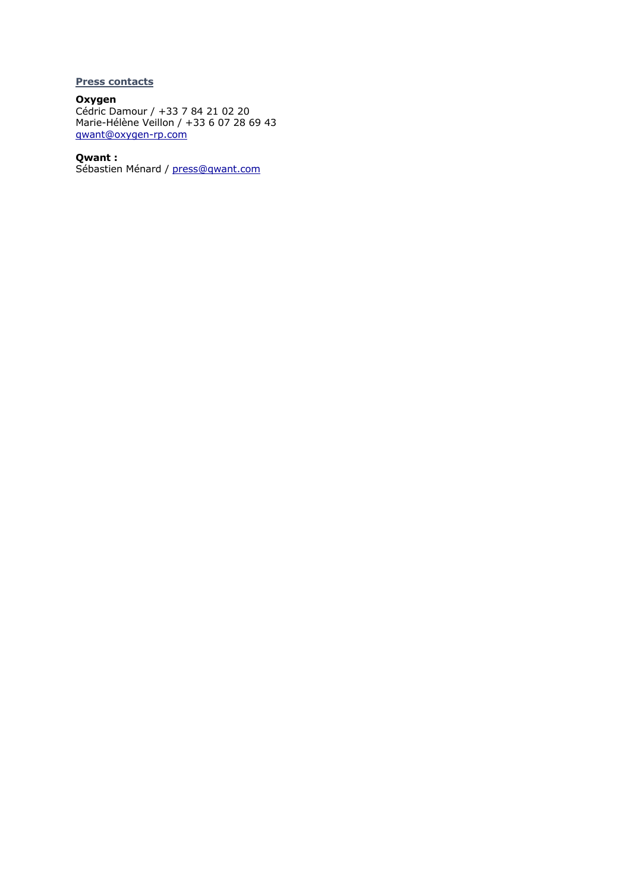**Press contacts**

**Oxygen**
Cédric Damour / +33 7 84 21 02 20
Marie-Hélène Veillon / +33 6 07 28 69 43
qwant@oxygen-rp.com

**Qwant :**
Sébastien Ménard / press@qwant.com